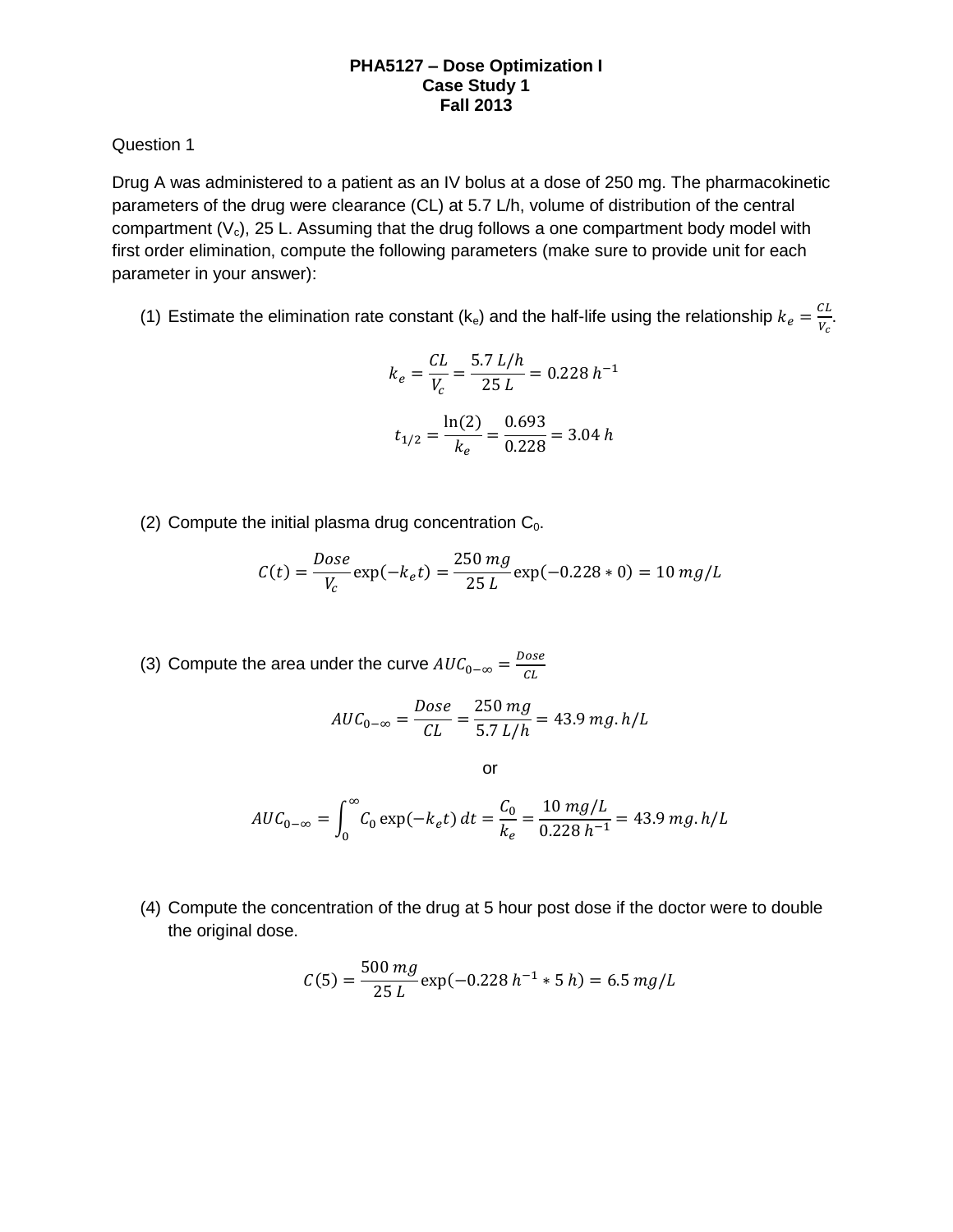**PHA5127 – Dose Optimization I**
**Case Study 1**
**Fall 2013**

Question 1

Drug A was administered to a patient as an IV bolus at a dose of 250 mg. The pharmacokinetic parameters of the drug were clearance (CL) at 5.7 L/h, volume of distribution of the central compartment ($V_c$), 25 L. Assuming that the drug follows a one compartment body model with first order elimination, compute the following parameters (make sure to provide unit for each parameter in your answer):

(1) Estimate the elimination rate constant ($k_e$) and the half-life using the relationship $k_e = \frac{CL}{V_c}$.

$$k_e = \frac{CL}{V_c} = \frac{5.7\ L/h}{25\ L} = 0.228\ h^{-1}$$

$$t_{1/2} = \frac{\ln(2)}{k_e} = \frac{0.693}{0.228} = 3.04\ h$$

(2) Compute the initial plasma drug concentration $C_0$.

$$C(t) = \frac{Dose}{V_c}\exp(-k_e t) = \frac{250\ mg}{25\ L}\exp(-0.228 * 0) = 10\ mg/L$$

(3) Compute the area under the curve $AUC_{0-\infty} = \frac{Dose}{CL}$

$$AUC_{0-\infty} = \frac{Dose}{CL} = \frac{250\ mg}{5.7\ L/h} = 43.9\ mg.h/L$$

or

$$AUC_{0-\infty} = \int_0^\infty C_0 \exp(-k_e t)\,dt = \frac{C_0}{k_e} = \frac{10\ mg/L}{0.228\ h^{-1}} = 43.9\ mg.h/L$$

(4) Compute the concentration of the drug at 5 hour post dose if the doctor were to double the original dose.

$$C(5) = \frac{500\ mg}{25\ L}\exp(-0.228\ h^{-1} * 5\ h) = 6.5\ mg/L$$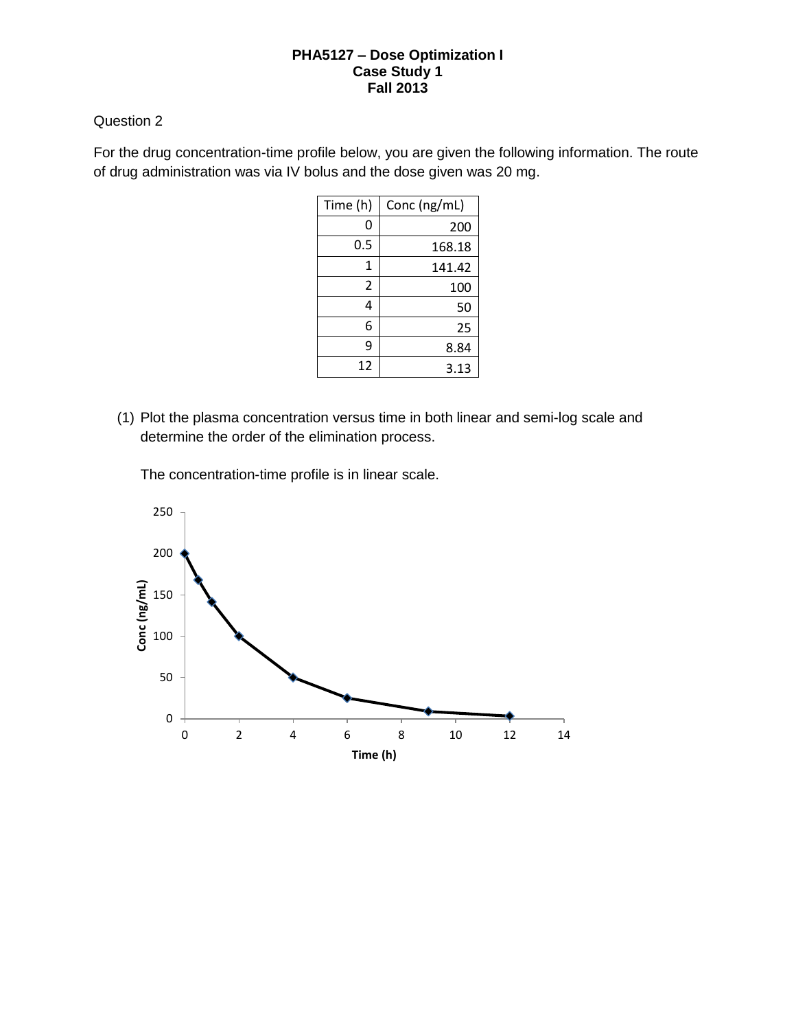**PHA5127 – Dose Optimization I**
**Case Study 1**
**Fall 2013**

Question 2

For the drug concentration-time profile below, you are given the following information. The route of drug administration was via IV bolus and the dose given was 20 mg.

| Time (h) | Conc (ng/mL) |
|---|---|
| 0 | 200 |
| 0.5 | 168.18 |
| 1 | 141.42 |
| 2 | 100 |
| 4 | 50 |
| 6 | 25 |
| 9 | 8.84 |
| 12 | 3.13 |

(1) Plot the plasma concentration versus time in both linear and semi-log scale and determine the order of the elimination process.

The concentration-time profile is in linear scale.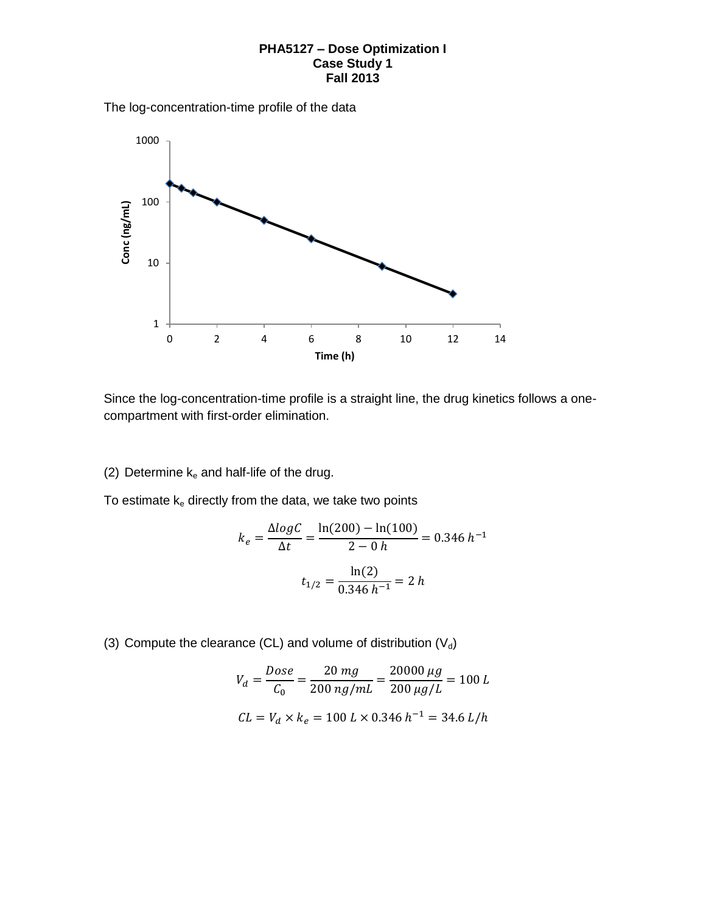**PHA5127 – Dose Optimization I**
**Case Study 1**
**Fall 2013**

The log-concentration-time profile of the data

Since the log-concentration-time profile is a straight line, the drug kinetics follows a one-compartment with first-order elimination.

(2) Determine $k_e$ and half-life of the drug.

To estimate $k_e$ directly from the data, we take two points

$$k_e = \frac{\Delta logC}{\Delta t} = \frac{\ln(200) - \ln(100)}{2 - 0\ h} = 0.346\ h^{-1}$$

$$t_{1/2} = \frac{\ln(2)}{0.346\ h^{-1}} = 2\ h$$

(3) Compute the clearance (CL) and volume of distribution ($V_d$)

$$V_d = \frac{Dose}{C_0} = \frac{20\ mg}{200\ ng/mL} = \frac{20000\ \mu g}{200\ \mu g/L} = 100\ L$$

$$CL = V_d \times k_e = 100\ L \times 0.346\ h^{-1} = 34.6\ L/h$$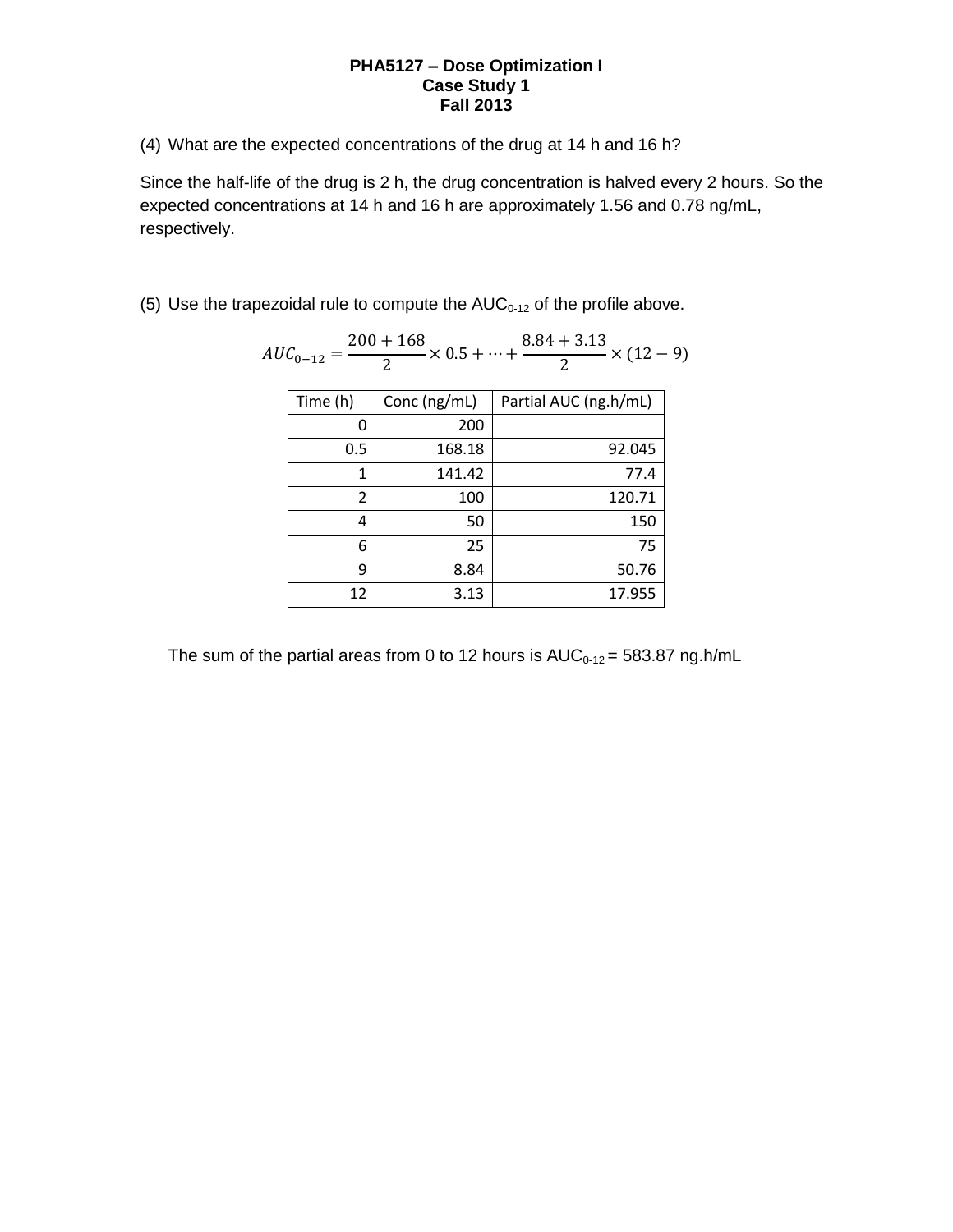**PHA5127 – Dose Optimization I**
**Case Study 1**
**Fall 2013**

(4) What are the expected concentrations of the drug at 14 h and 16 h?

Since the half-life of the drug is 2 h, the drug concentration is halved every 2 hours. So the expected concentrations at 14 h and 16 h are approximately 1.56 and 0.78 ng/mL, respectively.

(5) Use the trapezoidal rule to compute the $AUC_{0-12}$ of the profile above.

$$AUC_{0-12} = \frac{200 + 168}{2} \times 0.5 + \cdots + \frac{8.84 + 3.13}{2} \times (12 - 9)$$

| Time (h) | Conc (ng/mL) | Partial AUC (ng.h/mL) |
|---|---|---|
| 0 | 200 | |
| 0.5 | 168.18 | 92.045 |
| 1 | 141.42 | 77.4 |
| 2 | 100 | 120.71 |
| 4 | 50 | 150 |
| 6 | 25 | 75 |
| 9 | 8.84 | 50.76 |
| 12 | 3.13 | 17.955 |

The sum of the partial areas from 0 to 12 hours is $AUC_{0-12}$ = 583.87 ng.h/mL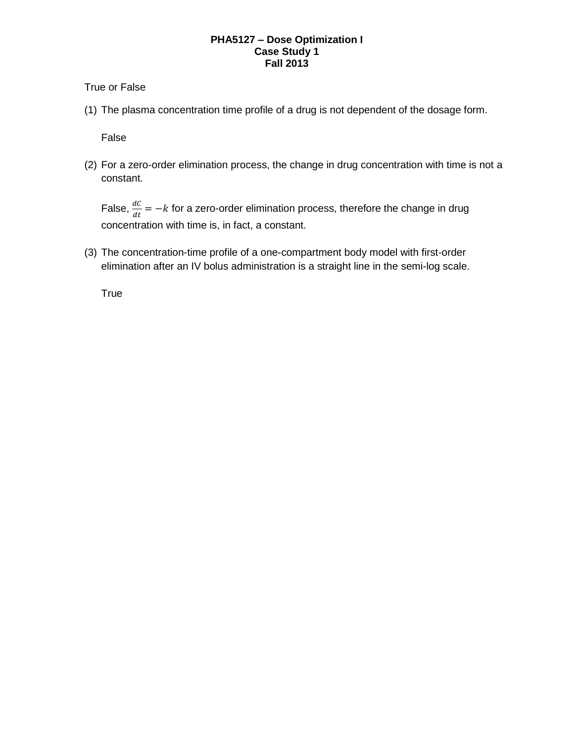**PHA5127 – Dose Optimization I**
**Case Study 1**
**Fall 2013**

True or False

(1) The plasma concentration time profile of a drug is not dependent of the dosage form.

False

(2) For a zero-order elimination process, the change in drug concentration with time is not a constant.

False, $\frac{dC}{dt} = -k$ for a zero-order elimination process, therefore the change in drug concentration with time is, in fact, a constant.

(3) The concentration-time profile of a one-compartment body model with first-order elimination after an IV bolus administration is a straight line in the semi-log scale.

True